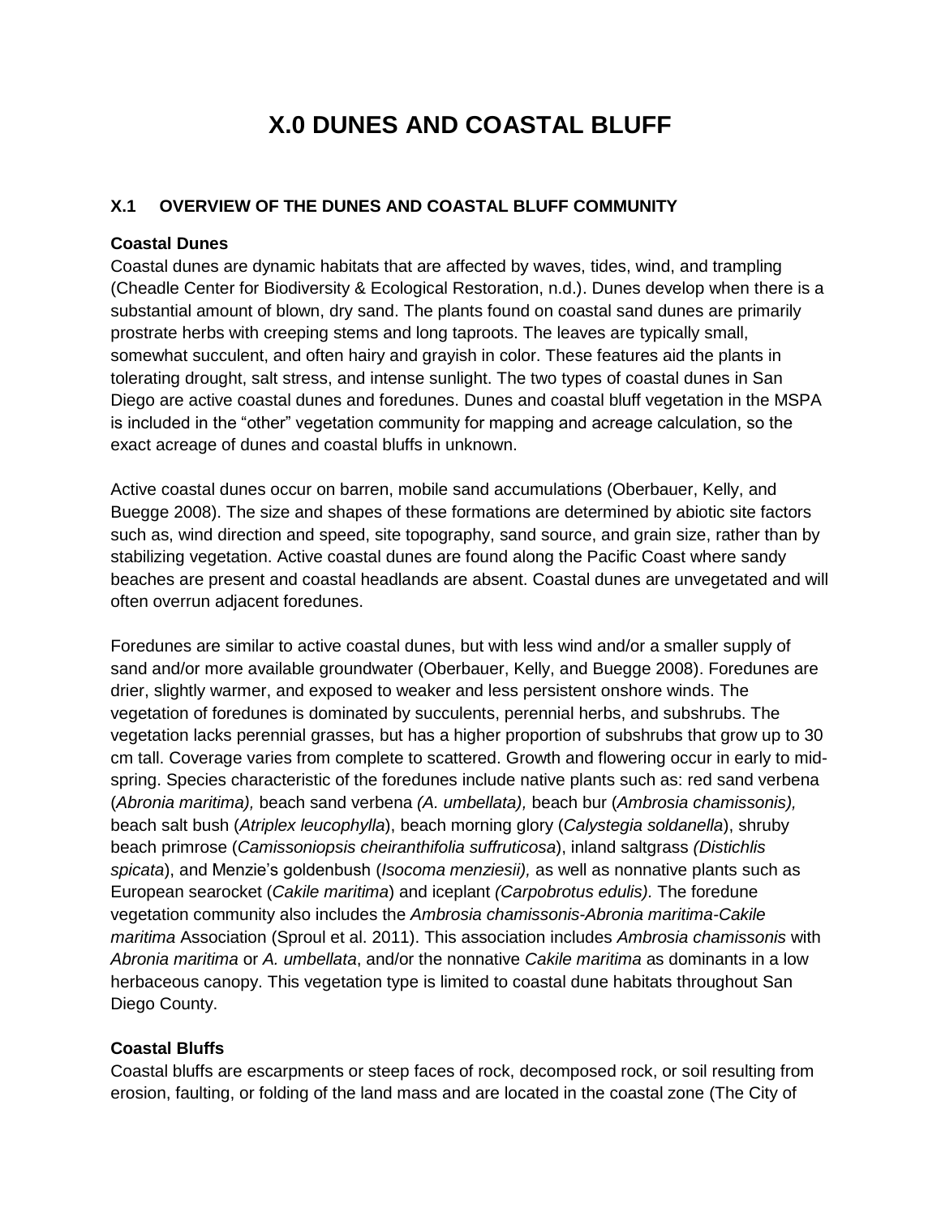# X.0 DUNES AND COASTAL BLUFF

## X.1 OVERVIEW OF THE DUNES AND COASTAL BLUFF COMMUNITY

**Coastal Dunes**

Coastal dunes are dynamic habitats that are affected by waves, tides, wind, and trampling (Cheadle Center for Biodiversity & Ecological Restoration, n.d.). Dunes develop when there is a substantial amount of blown, dry sand. The plants found on coastal sand dunes are primarily prostrate herbs with creeping stems and long taproots. The leaves are typically small, somewhat succulent, and often hairy and grayish in color. These features aid the plants in tolerating drought, salt stress, and intense sunlight. The two types of coastal dunes in San Diego are active coastal dunes and foredunes. Dunes and coastal bluff vegetation in the MSPA is included in the "other" vegetation community for mapping and acreage calculation, so the exact acreage of dunes and coastal bluffs in unknown.

Active coastal dunes occur on barren, mobile sand accumulations (Oberbauer, Kelly, and Buegge 2008). The size and shapes of these formations are determined by abiotic site factors such as, wind direction and speed, site topography, sand source, and grain size, rather than by stabilizing vegetation. Active coastal dunes are found along the Pacific Coast where sandy beaches are present and coastal headlands are absent. Coastal dunes are unvegetated and will often overrun adjacent foredunes.

Foredunes are similar to active coastal dunes, but with less wind and/or a smaller supply of sand and/or more available groundwater (Oberbauer, Kelly, and Buegge 2008). Foredunes are drier, slightly warmer, and exposed to weaker and less persistent onshore winds. The vegetation of foredunes is dominated by succulents, perennial herbs, and subshrubs. The vegetation lacks perennial grasses, but has a higher proportion of subshrubs that grow up to 30 cm tall. Coverage varies from complete to scattered. Growth and flowering occur in early to mid-spring. Species characteristic of the foredunes include native plants such as: red sand verbena (*Abronia maritima),* beach sand verbena *(A. umbellata),* beach bur (*Ambrosia chamissonis),* beach salt bush (*Atriplex leucophylla*), beach morning glory (*Calystegia soldanella*), shruby beach primrose (*Camissoniopsis cheiranthifolia suffruticosa*), inland saltgrass *(Distichlis spicata*), and Menzie's goldenbush (*Isocoma menziesii),* as well as nonnative plants such as European searocket (*Cakile maritima*) and iceplant *(Carpobrotus edulis).* The foredune vegetation community also includes the *Ambrosia chamissonis-Abronia maritima-Cakile maritima* Association (Sproul et al. 2011). This association includes *Ambrosia chamissonis* with *Abronia maritima* or *A. umbellata*, and/or the nonnative *Cakile maritima* as dominants in a low herbaceous canopy. This vegetation type is limited to coastal dune habitats throughout San Diego County.

**Coastal Bluffs**

Coastal bluffs are escarpments or steep faces of rock, decomposed rock, or soil resulting from erosion, faulting, or folding of the land mass and are located in the coastal zone (The City of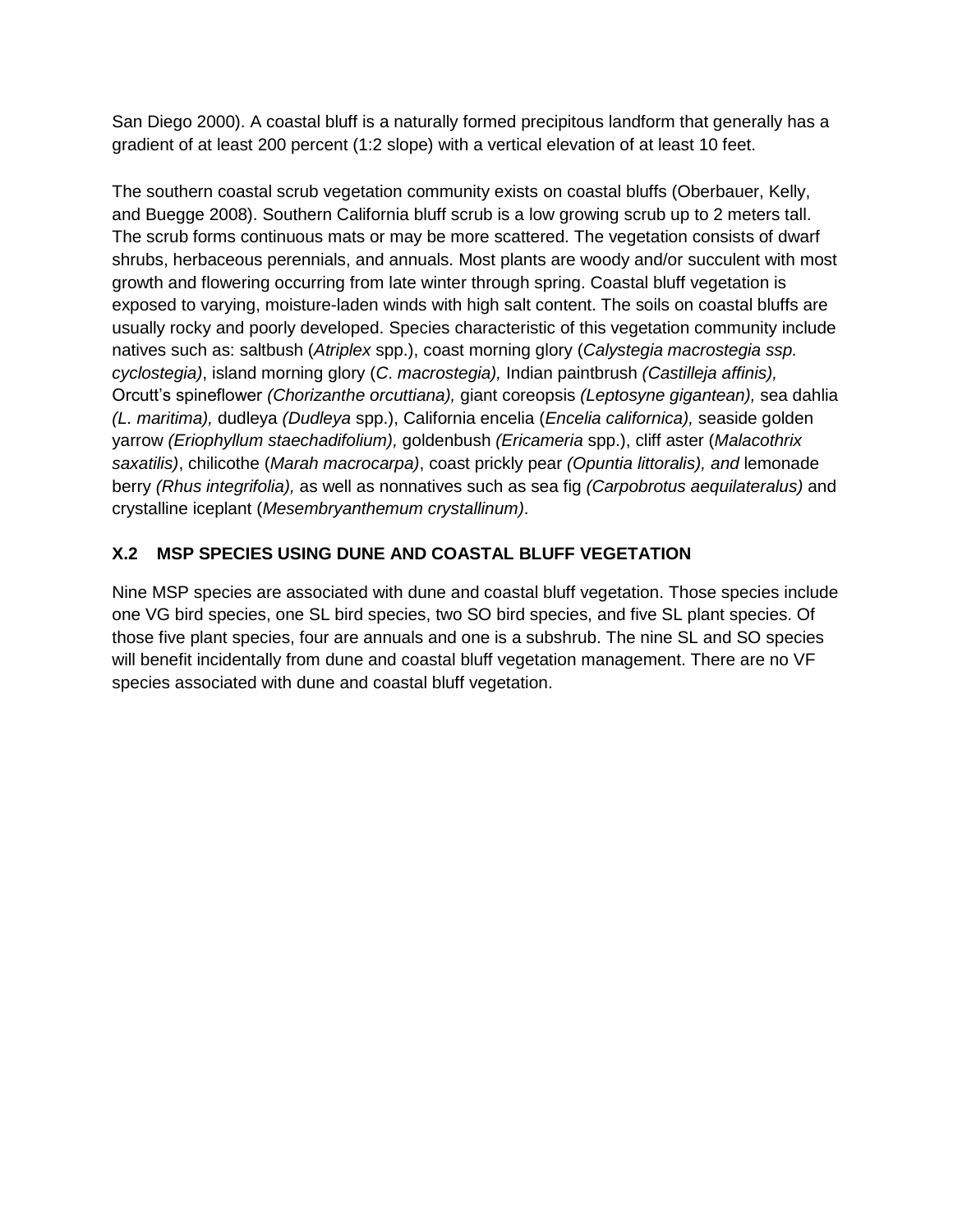San Diego 2000). A coastal bluff is a naturally formed precipitous landform that generally has a gradient of at least 200 percent (1:2 slope) with a vertical elevation of at least 10 feet.

The southern coastal scrub vegetation community exists on coastal bluffs (Oberbauer, Kelly, and Buegge 2008). Southern California bluff scrub is a low growing scrub up to 2 meters tall. The scrub forms continuous mats or may be more scattered. The vegetation consists of dwarf shrubs, herbaceous perennials, and annuals. Most plants are woody and/or succulent with most growth and flowering occurring from late winter through spring. Coastal bluff vegetation is exposed to varying, moisture-laden winds with high salt content. The soils on coastal bluffs are usually rocky and poorly developed. Species characteristic of this vegetation community include natives such as: saltbush (*Atriplex* spp.), coast morning glory (*Calystegia macrostegia ssp. cyclostegia)*, island morning glory (*C. macrostegia),* Indian paintbrush *(Castilleja affinis),* Orcutt's spineflower *(Chorizanthe orcuttiana),* giant coreopsis *(Leptosyne gigantean),* sea dahlia *(L. maritima),* dudleya *(Dudleya* spp.), California encelia (*Encelia californica),* seaside golden yarrow *(Eriophyllum staechadifolium),* goldenbush *(Ericameria* spp.), cliff aster (*Malacothrix saxatilis)*, chilicothe (*Marah macrocarpa)*, coast prickly pear *(Opuntia littoralis), and* lemonade berry *(Rhus integrifolia),* as well as nonnatives such as sea fig *(Carpobrotus aequilateralus)* and crystalline iceplant (*Mesembryanthemum crystallinum)*.

## X.2 MSP SPECIES USING DUNE AND COASTAL BLUFF VEGETATION

Nine MSP species are associated with dune and coastal bluff vegetation. Those species include one VG bird species, one SL bird species, two SO bird species, and five SL plant species. Of those five plant species, four are annuals and one is a subshrub. The nine SL and SO species will benefit incidentally from dune and coastal bluff vegetation management. There are no VF species associated with dune and coastal bluff vegetation.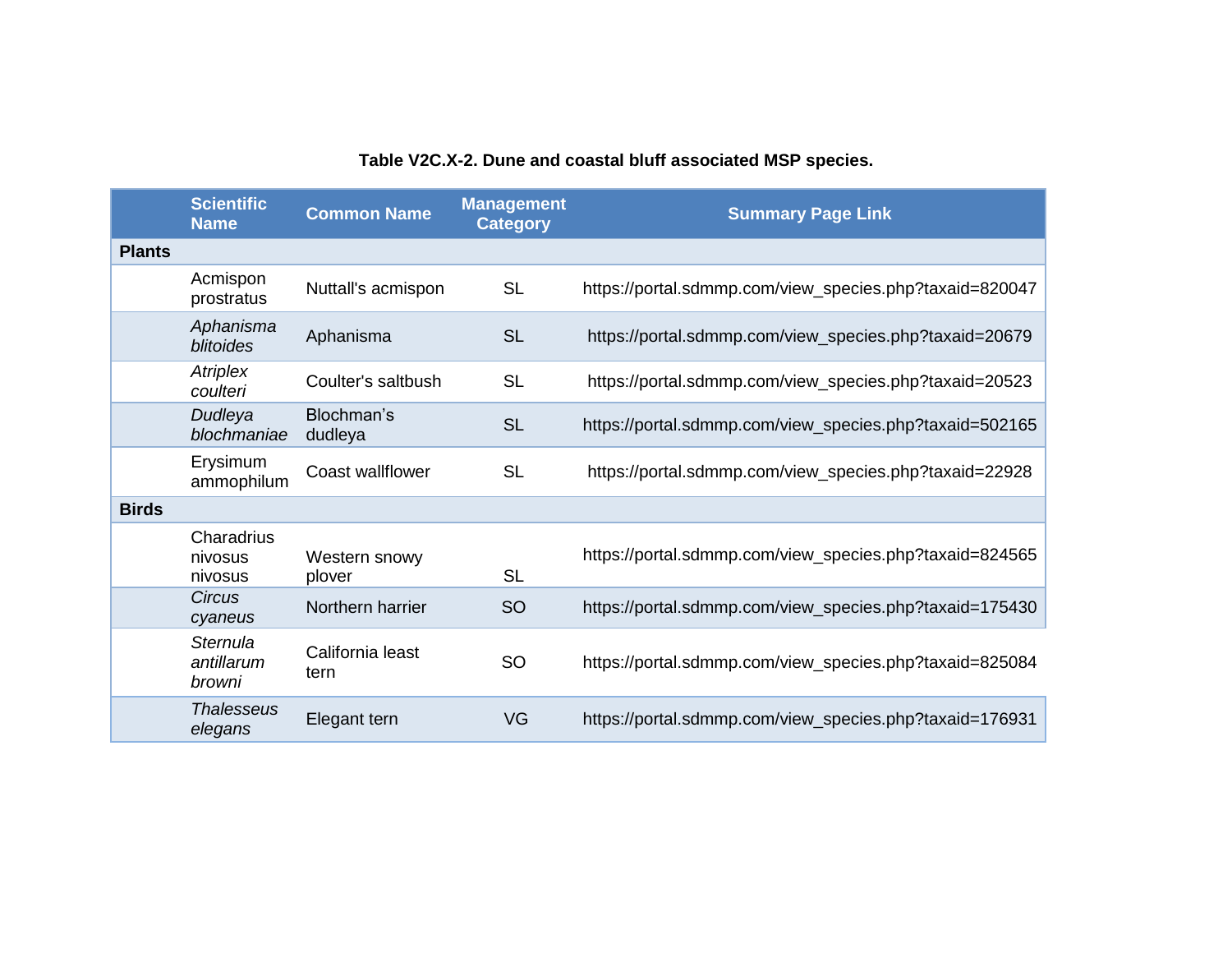**Table V2C.X-2. Dune and coastal bluff associated MSP species.**

| | Scientific Name | Common Name | Management Category | Summary Page Link |
|---|---|---|---|---|
| **Plants** | | | | |
| | Acmispon prostratus | Nuttall's acmispon | SL | https://portal.sdmmp.com/view_species.php?taxaid=820047 |
| | *Aphanisma blitoides* | Aphanisma | SL | https://portal.sdmmp.com/view_species.php?taxaid=20679 |
| | *Atriplex coulteri* | Coulter's saltbush | SL | https://portal.sdmmp.com/view_species.php?taxaid=20523 |
| | *Dudleya blochmaniae* | Blochman's dudleya | SL | https://portal.sdmmp.com/view_species.php?taxaid=502165 |
| | Erysimum ammophilum | Coast wallflower | SL | https://portal.sdmmp.com/view_species.php?taxaid=22928 |
| **Birds** | | | | |
| | Charadrius nivosus nivosus | Western snowy plover | SL | https://portal.sdmmp.com/view_species.php?taxaid=824565 |
| | *Circus cyaneus* | Northern harrier | SO | https://portal.sdmmp.com/view_species.php?taxaid=175430 |
| | *Sternula antillarum browni* | California least tern | SO | https://portal.sdmmp.com/view_species.php?taxaid=825084 |
| | *Thalasseus elegans* | Elegant tern | VG | https://portal.sdmmp.com/view_species.php?taxaid=176931 |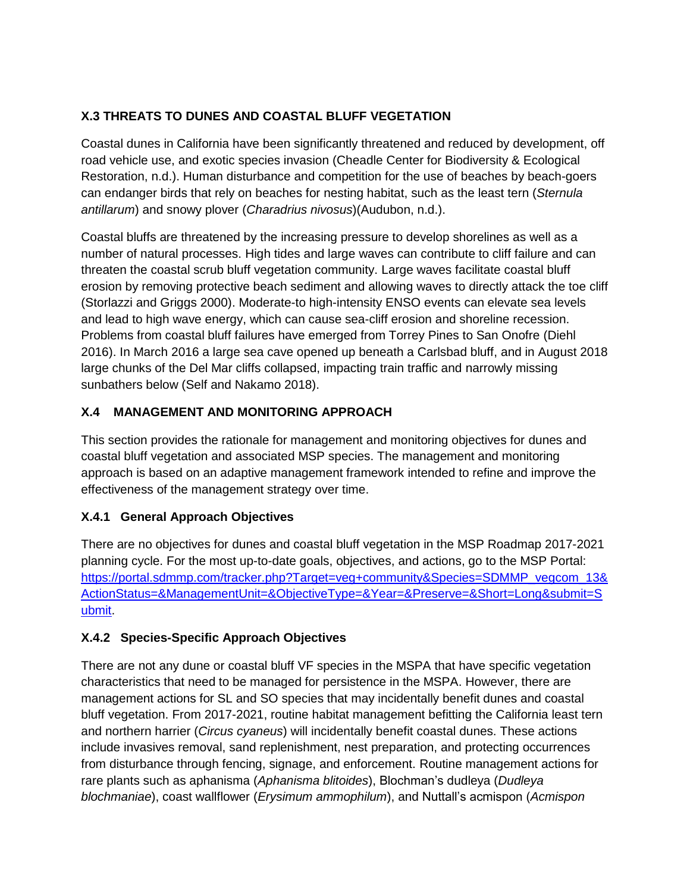## X.3 THREATS TO DUNES AND COASTAL BLUFF VEGETATION

Coastal dunes in California have been significantly threatened and reduced by development, off road vehicle use, and exotic species invasion (Cheadle Center for Biodiversity & Ecological Restoration, n.d.). Human disturbance and competition for the use of beaches by beach-goers can endanger birds that rely on beaches for nesting habitat, such as the least tern (*Sternula antillarum*) and snowy plover (*Charadrius nivosus*)(Audubon, n.d.).

Coastal bluffs are threatened by the increasing pressure to develop shorelines as well as a number of natural processes. High tides and large waves can contribute to cliff failure and can threaten the coastal scrub bluff vegetation community. Large waves facilitate coastal bluff erosion by removing protective beach sediment and allowing waves to directly attack the toe cliff (Storlazzi and Griggs 2000). Moderate-to high-intensity ENSO events can elevate sea levels and lead to high wave energy, which can cause sea-cliff erosion and shoreline recession. Problems from coastal bluff failures have emerged from Torrey Pines to San Onofre (Diehl 2016). In March 2016 a large sea cave opened up beneath a Carlsbad bluff, and in August 2018 large chunks of the Del Mar cliffs collapsed, impacting train traffic and narrowly missing sunbathers below (Self and Nakamo 2018).

## X.4 MANAGEMENT AND MONITORING APPROACH

This section provides the rationale for management and monitoring objectives for dunes and coastal bluff vegetation and associated MSP species. The management and monitoring approach is based on an adaptive management framework intended to refine and improve the effectiveness of the management strategy over time.

### X.4.1 General Approach Objectives

There are no objectives for dunes and coastal bluff vegetation in the MSP Roadmap 2017-2021 planning cycle. For the most up-to-date goals, objectives, and actions, go to the MSP Portal: [https://portal.sdmmp.com/tracker.php?Target=veg+community&Species=SDMMP_vegcom_13&ActionStatus=&ManagementUnit=&ObjectiveType=&Year=&Preserve=&Short=Long&submit=Submit](https://portal.sdmmp.com/tracker.php?Target=veg+community&Species=SDMMP_vegcom_13&ActionStatus=&ManagementUnit=&ObjectiveType=&Year=&Preserve=&Short=Long&submit=Submit).

### X.4.2 Species-Specific Approach Objectives

There are not any dune or coastal bluff VF species in the MSPA that have specific vegetation characteristics that need to be managed for persistence in the MSPA. However, there are management actions for SL and SO species that may incidentally benefit dunes and coastal bluff vegetation. From 2017-2021, routine habitat management befitting the California least tern and northern harrier (*Circus cyaneus*) will incidentally benefit coastal dunes. These actions include invasives removal, sand replenishment, nest preparation, and protecting occurrences from disturbance through fencing, signage, and enforcement. Routine management actions for rare plants such as aphanisma (*Aphanisma blitoides*), Blochman's dudleya (*Dudleya blochmaniae*), coast wallflower (*Erysimum ammophilum*), and Nuttall's acmispon (*Acmispon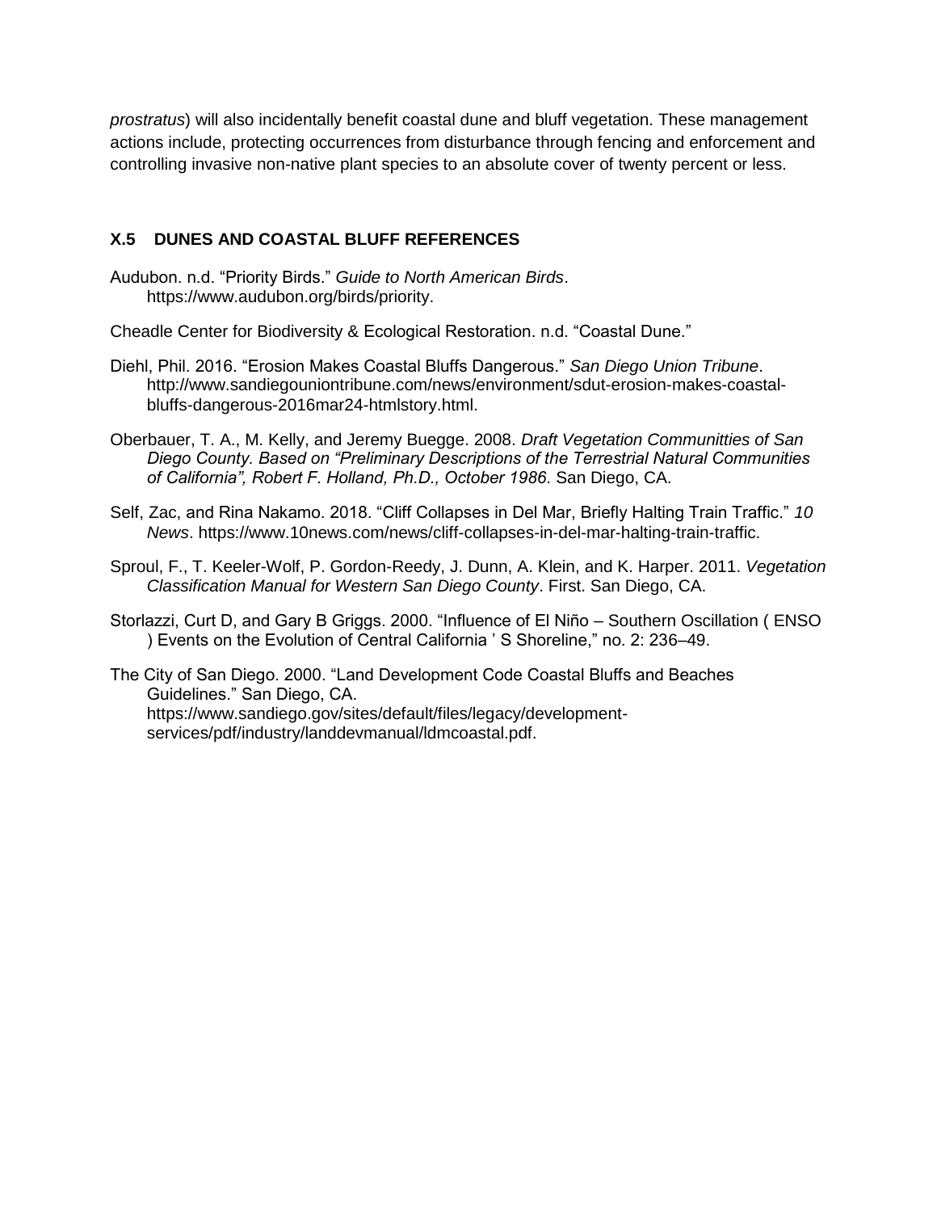*prostratus*) will also incidentally benefit coastal dune and bluff vegetation. These management actions include, protecting occurrences from disturbance through fencing and enforcement and controlling invasive non-native plant species to an absolute cover of twenty percent or less.

## X.5 DUNES AND COASTAL BLUFF REFERENCES

Audubon. n.d. "Priority Birds." *Guide to North American Birds*. https://www.audubon.org/birds/priority.

Cheadle Center for Biodiversity & Ecological Restoration. n.d. "Coastal Dune."

Diehl, Phil. 2016. "Erosion Makes Coastal Bluffs Dangerous." *San Diego Union Tribune*. http://www.sandiegouniontribune.com/news/environment/sdut-erosion-makes-coastal-bluffs-dangerous-2016mar24-htmlstory.html.

Oberbauer, T. A., M. Kelly, and Jeremy Buegge. 2008. *Draft Vegetation Communitties of San Diego County. Based on "Preliminary Descriptions of the Terrestrial Natural Communities of California", Robert F. Holland, Ph.D., October 1986*. San Diego, CA.

Self, Zac, and Rina Nakamo. 2018. "Cliff Collapses in Del Mar, Briefly Halting Train Traffic." *10 News*. https://www.10news.com/news/cliff-collapses-in-del-mar-halting-train-traffic.

Sproul, F., T. Keeler-Wolf, P. Gordon-Reedy, J. Dunn, A. Klein, and K. Harper. 2011. *Vegetation Classification Manual for Western San Diego County*. First. San Diego, CA.

Storlazzi, Curt D, and Gary B Griggs. 2000. "Influence of El Niño – Southern Oscillation ( ENSO ) Events on the Evolution of Central California ' S Shoreline," no. 2: 236–49.

The City of San Diego. 2000. "Land Development Code Coastal Bluffs and Beaches Guidelines." San Diego, CA. https://www.sandiego.gov/sites/default/files/legacy/development-services/pdf/industry/landdevmanual/ldmcoastal.pdf.